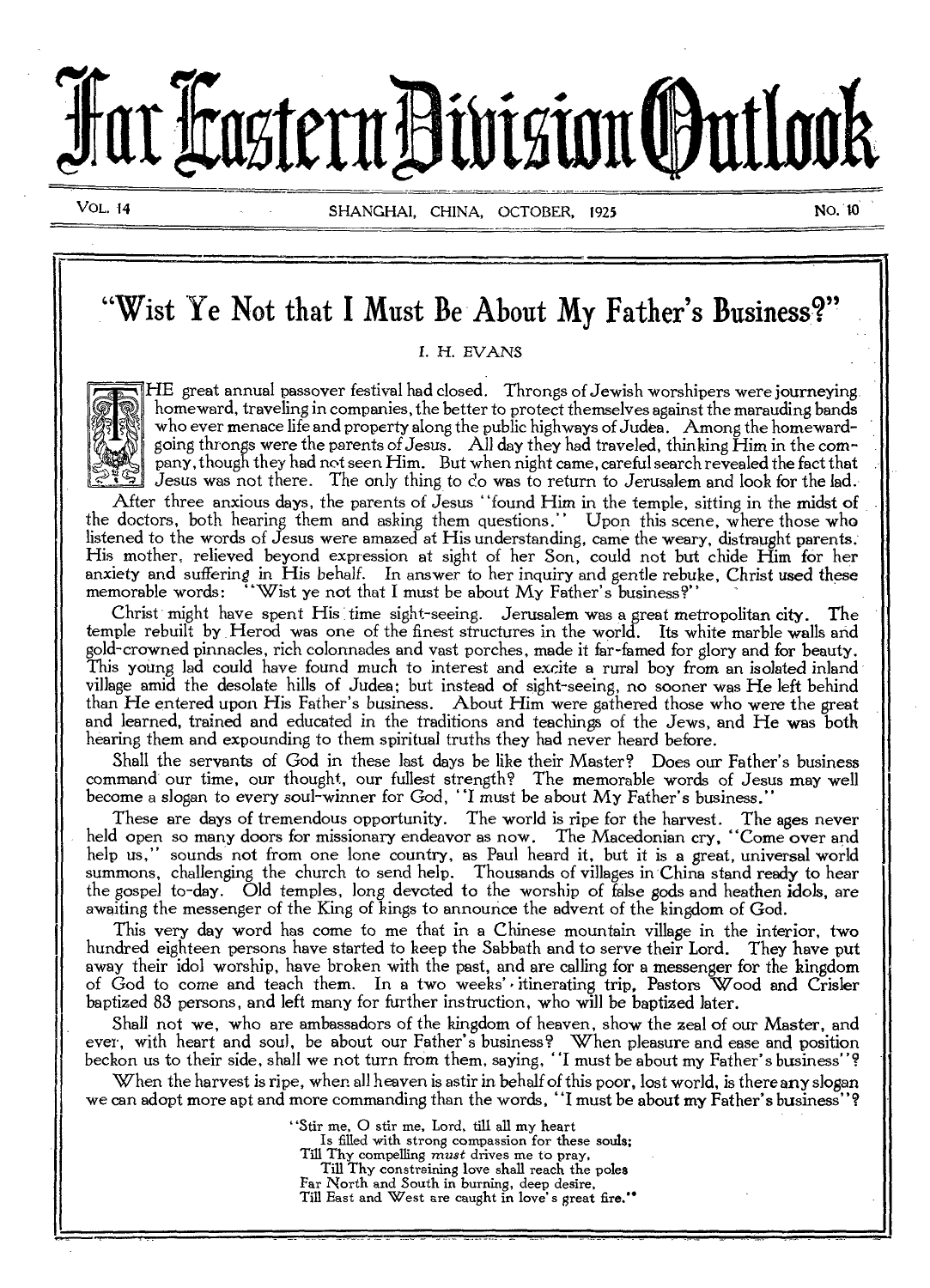# Far Eastern Division Outlook

VOL. 14 SHANGHAI, CHINA, OCTOBER, 1925 NO. 10

## "Wist Ye Not that I Must Be About My Father's Business?"

I. H. EVANS

THE great annual passover festival had closed. Throngs of Jewish worshipers were journeying homeward, traveling in companies, the better to protect themselves against the marauding bands who ever menace life and property along the public highways of Judea. Among the homeward-going throngs were the parents of Jesus. All day they had traveled, thinking Him in the company, though they had not seen Him. But when night came, careful search revealed the fact that Jesus was not there. The only thing to do was to return to Jerusalem and look for the lad.

After three anxious days, the parents of Jesus "found Him in the temple, sitting in the midst of the doctors, both hearing them and asking them questions." Upon this scene, where those who listened to the words of Jesus were amazed at His understanding, came the weary, distraught parents. His mother, relieved beyond expression at sight of her Son, could not but chide Him for her anxiety and suffering in His behalf. In answer to her inquiry and gentle rebuke, Christ used these memorable words: "Wist ye not that I must be about My Father's business?"

Christ might have spent His time sight-seeing. Jerusalem was a great metropolitan city. The temple rebuilt by Herod was one of the finest structures in the world. Its white marble walls and gold-crowned pinnacles, rich colonnades and vast porches, made it far-famed for glory and for beauty. This young lad could have found much to interest and excite a rural boy from an isolated inland village amid the desolate hills of Judea; but instead of sight-seeing, no sooner was He left behind than He entered upon His Father's business. About Him were gathered those who were the great and learned, trained and educated in the traditions and teachings of the Jews, and He was both hearing them and expounding to them spiritual truths they had never heard before.

Shall the servants of God in these last days be like their Master? Does our Father's business command our time, our thought, our fullest strength? The memorable words of Jesus may well become a slogan to every soul-winner for God, "I must be about My Father's business."

These are days of tremendous opportunity. The world is ripe for the harvest. The ages never held open so many doors for missionary endeavor as now. The Macedonian cry, "Come over and help us," sounds not from one lone country, as Paul heard it, but it is a great, universal world summons, challenging the church to send help. Thousands of villages in China stand ready to hear the gospel to-day. Old temples, long devoted to the worship of false gods and heathen idols, are awaiting the messenger of the King of kings to announce the advent of the kingdom of God.

This very day word has come to me that in a Chinese mountain village in the interior, two hundred eighteen persons have started to keep the Sabbath and to serve their Lord. They have put away their idol worship, have broken with the past, and are calling for a messenger for the kingdom of God to come and teach them. In a two weeks' itinerating trip, Pastors Wood and Crisler baptized 83 persons, and left many for further instruction, who will be baptized later.

Shall not we, who are ambassadors of the kingdom of heaven, show the zeal of our Master, and ever, with heart and soul, be about our Father's business? When pleasure and ease and position beckon us to their side, shall we not turn from them, saying, "I must be about my Father's business"?

When the harvest is ripe, when all heaven is astir in behalf of this poor, lost world, is there any slogan we can adopt more apt and more commanding than the words, "I must be about my Father's business"?

"Stir me, O stir me, Lord, till all my heart  
Is filled with strong compassion for these souls;  
Till Thy compelling *must* drives me to pray,  
Till Thy constraining love shall reach the poles  
Far North and South in burning, deep desire,  
Till East and West are caught in love's great fire."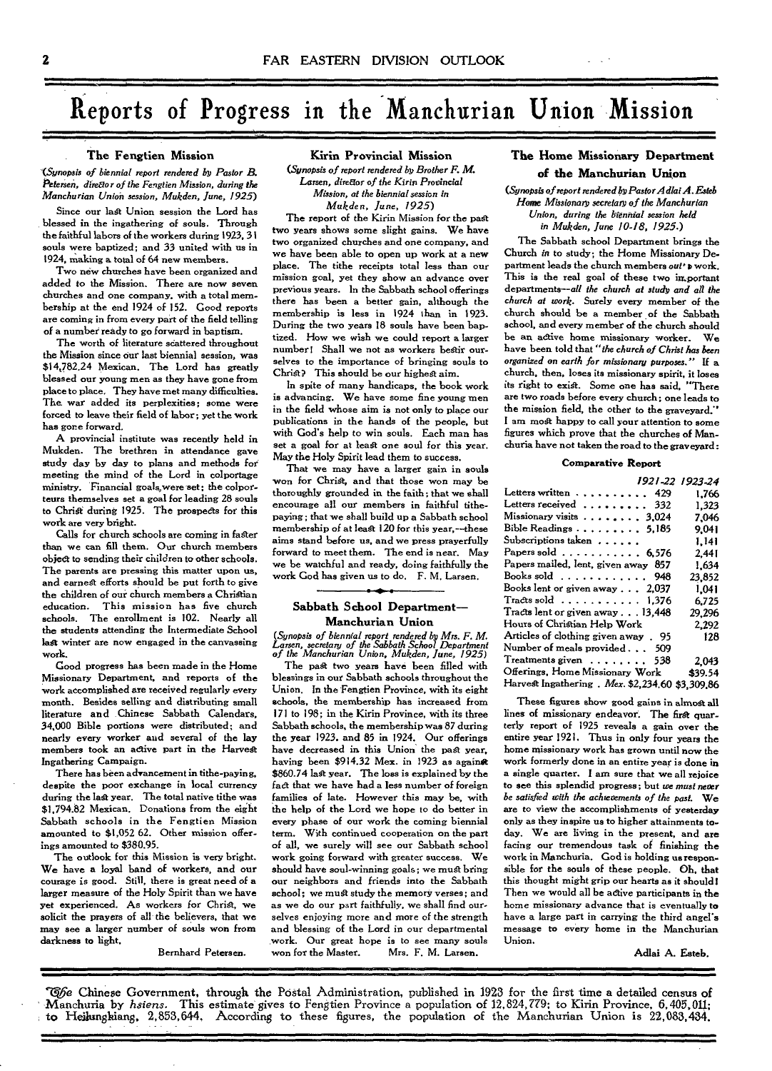# Reports of Progress in the Manchurian Union Mission

## The Fengtien Mission

*(Synopsis of biennial report rendered by Pastor B. Petersen, director of the Fengtien Mission, during the Manchurian Union session, Mukden, June, 1925)*

Since our last Union session the Lord has blessed in the ingathering of souls. Through the faithful labors of the workers during 1923, 31 souls were baptized; and 33 united with us in 1924, making a total of 64 new members.

Two new churches have been organized and added to the Mission. There are now seven churches and one company, with a total membership at the end 1924 of 152. Good reports are coming in from every part of the field telling of a number ready to go forward in baptism.

The worth of literature scattered throughout the Mission since our last biennial session, was $14,782.24 Mexican. The Lord has greatly blessed our young men as they have gone from place to place. They have met many difficulties. The war added its perplexities; some were forced to leave their field of labor; yet the work has gone forward.

A provincial institute was recently held in Mukden. The brethren in attendance gave study day by day to plans and methods for meeting the mind of the Lord in colportage ministry. Financial goals were set; the colporteurs themselves set a goal for leading 28 souls to Christ during 1925. The prospects for this work are very bright.

Calls for church schools are coming in faster than we can fill them. Our church members object to sending their children to other schools. The parents are pressing this matter upon us, and earnest efforts should be put forth to give the children of our church members a Christian education. This mission has five church schools. The enrollment is 102. Nearly all the students attending the Intermediate School last winter are now engaged in the canvassing work.

Good progress has been made in the Home Missionary Department, and reports of the work accomplished are received regularly every month. Besides selling and distributing small literature and Chinese Sabbath Calendars, 34,000 Bible portions were distributed; and nearly every worker and several of the lay members took an active part in the Harvest Ingathering Campaign.

There has been advancement in tithe-paying, despite the poor exchange in local currency during the last year. The total native tithe was $1,794.82 Mexican. Donations from the eight Sabbath schools in the Fengtien Mission amounted to $1,052 62. Other mission offerings amounted to $380.95.

The outlook for this Mission is very bright. We have a loyal band of workers, and our courage is good. Still, there is great need of a larger measure of the Holy Spirit than we have yet experienced. As workers for Christ, we solicit the prayers of all the believers, that we may see a larger number of souls won from darkness to light.

Bernhard Petersen.

## Kirin Provincial Mission

*(Synopsis of report rendered by Brother F. M. Larsen, director of the Kirin Provincial Mission, at the biennial session in Mukden, June, 1925)*

The report of the Kirin Mission for the past two years shows some slight gains. We have two organized churches and one company, and we have been able to open up work at a new place. The tithe receipts total less than our mission goal, yet they show an advance over previous years. In the Sabbath school offerings there has been a better gain, although the membership is less in 1924 than in 1923. During the two years 18 souls have been baptized. How we wish we could report a larger number! Shall we not as workers bestir ourselves to the importance of bringing souls to Christ? This should be our highest aim.

In spite of many handicaps, the book work is advancing. We have some fine young men in the field whose aim is not only to place our publications in the hands of the people, but with God's help to win souls. Each man has set a goal for at least one soul for this year. May the Holy Spirit lead them to success.

That we may have a larger gain in souls won for Christ, and that those won may be thoroughly grounded in the faith; that we shall encourage all our members in faithful tithe-paying; that we shall build up a Sabbath school membership of at least 120 for this year,—these aims stand before us, and we press prayerfully forward to meet them. The end is near. May we be watchful and ready, doing faithfully the work God has given us to do. F. M. Larsen.

## Sabbath School Department—Manchurian Union

*(Synopsis of biennial report rendered by Mrs. F. M. Larsen, secretary of the Sabbath School Department of the Manchurian Union, Mukden, June, 1925)*

The past two years have been filled with blessings in our Sabbath schools throughout the Union. In the Fengtien Province, with its eight schools, the membership has increased from 171 to 198; in the Kirin Province, with its three Sabbath schools, the membership was 87 during the year 1923, and 85 in 1924. Our offerings have decreased in this Union the past year, having been $914.32 Mex. in 1923 as against $860.74 last year. The loss is explained by the fact that we have had a less number of foreign families of late. However this may be, with the help of the Lord we hope to do better in every phase of our work the coming biennial term. With continued cooperation on the part of all, we surely will see our Sabbath school work going forward with greater success. We should have soul-winning goals; we must bring our neighbors and friends into the Sabbath school; we must study the memory verses; and as we do our part faithfully, we shall find ourselves enjoying more and more of the strength and blessing of the Lord in our departmental work. Our great hope is to see many souls won for the Master. Mrs. F. M. Larsen.

## The Home Missionary Department of the Manchurian Union

*(Synopsis of report rendered by Pastor Adlai A. Esteb Home Missionary secretary of the Manchurian Union, during the biennial session held in Mukden, June 10-18, 1925.)*

The Sabbath school Department brings the Church *in* to study; the Home Missionary Department leads the church members *out* to work. This is the real goal of these two important departments—*all the church at study and all the church at work.* Surely every member of the church should be a member of the Sabbath school, and every member of the church should be an active home missionary worker. We have been told that "*the church of Christ has been organized on earth for missionary purposes.*" If a church, then, loses its missionary spirit, it loses its right to exist. Some one has said, "There are two roads before every church; one leads to the mission field, the other to the graveyard." I am most happy to call your attention to some figures which prove that the churches of Manchuria have not taken the road to the graveyard:

**Comparative Report**

| | 1921-22 | 1923-24 |
|---|---|---|
| Letters written | 429 | 1,766 |
| Letters received | 332 | 1,323 |
| Missionary visits | 3,024 | 7,046 |
| Bible Readings | 5,185 | 9,041 |
| Subscriptions taken | | 1,141 |
| Papers sold | 6,576 | 2,441 |
| Papers mailed, lent, given away | 857 | 1,634 |
| Books sold | 948 | 23,852 |
| Books lent or given away | 2,037 | 1,041 |
| Tracts sold | 1,376 | 6,725 |
| Tracts lent or given away | 13,448 | 29,296 |
| Hours of Christian Help Work | | 2,292 |
| Articles of clothing given away | 95 | 128 |
| Number of meals provided | 509 | |
| Treatments given | 538 | 2,043 |
| Offerings, Home Missionary Work | | $39.54 |
| Harvest Ingathering . Mex. | $2,234.60 | $3,309.86 |

These figures show good gains in almost all lines of missionary endeavor. The first quarterly report of 1925 reveals a gain over the entire year 1921. Thus in only four years the home missionary work has grown until now the work formerly done in an entire year is done in a single quarter. I am sure that we all rejoice to see this splendid progress; but *we must never be satisfied with the achievements of the past.* We are to view the accomplishments of yesterday only as they inspire us to higher attainments today. We are living in the present, and are facing our tremendous task of finishing the work in Manchuria. God is holding us responsible for the souls of these people. Oh, that this thought might grip our hearts as it should! Then we would all be active participants in the home missionary advance that is eventually to have a large part in carrying the third angel's message to every home in the Manchurian Union.

Adlai A. Esteb.

---

The Chinese Government, through the Postal Administration, published in 1923 for the first time a detailed census of Manchuria by *hsiens*. This estimate gives to Fengtien Province a population of 12,824,779; to Kirin Province, 6,405,011; to Heilungkiang, 2,853,644. According to these figures, the population of the Manchurian Union is 22,083,434.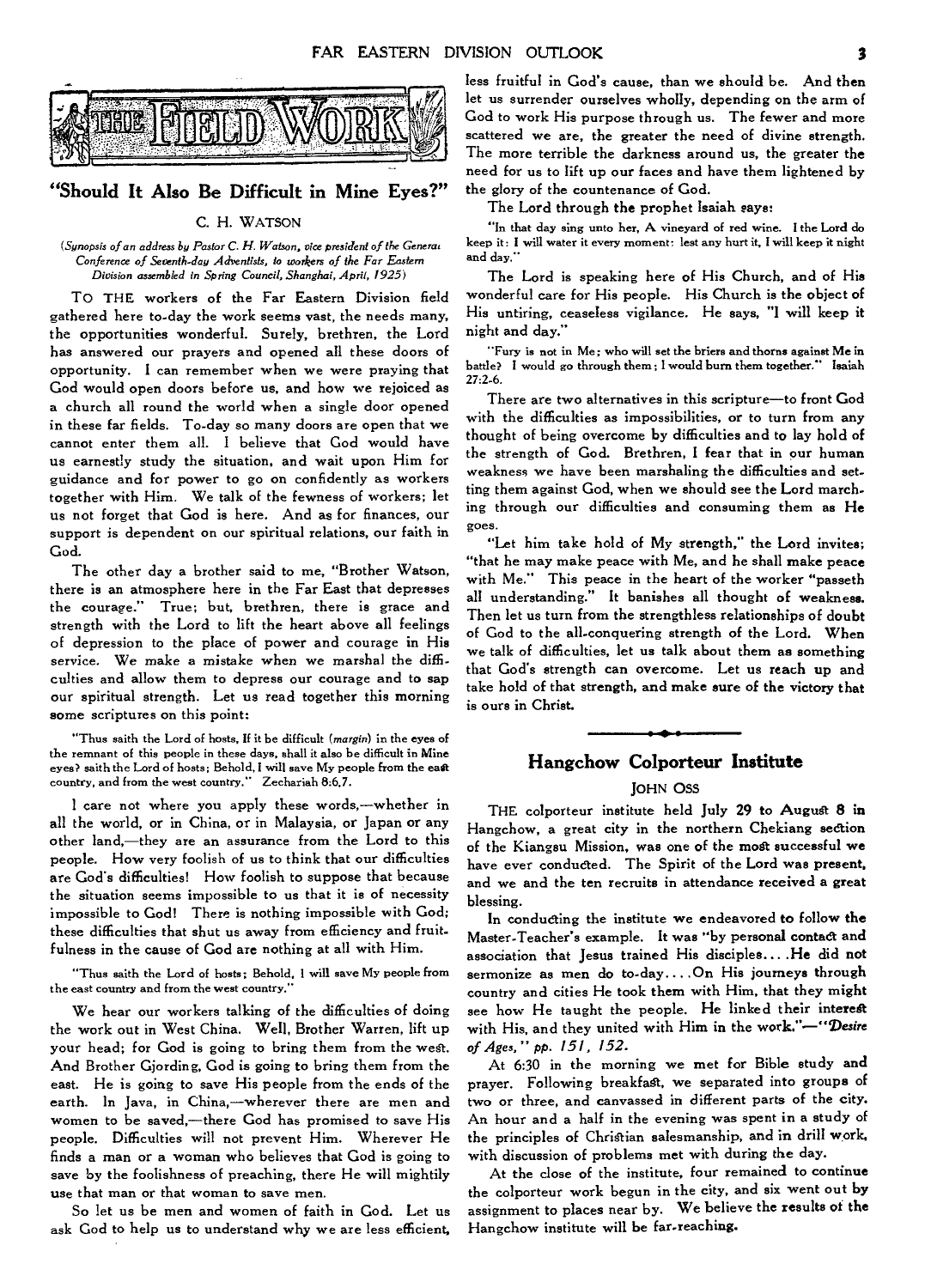## THE FIELD WORK

### "Should It Also Be Difficult in Mine Eyes?"

C. H. WATSON

*(Synopsis of an address by Pastor C. H. Watson, vice president of the General Conference of Seventh-day Adventists, to workers of the Far Eastern Division assembled in Spring Council, Shanghai, April, 1925)*

TO THE workers of the Far Eastern Division field gathered here to-day the work seems vast, the needs many, the opportunities wonderful. Surely, brethren, the Lord has answered our prayers and opened all these doors of opportunity. I can remember when we were praying that God would open doors before us, and how we rejoiced as a church all round the world when a single door opened in these far fields. To-day so many doors are open that we cannot enter them all. I believe that God would have us earnestly study the situation, and wait upon Him for guidance and for power to go on confidently as workers together with Him. We talk of the fewness of workers; let us not forget that God is here. And as for finances, our support is dependent on our spiritual relations, our faith in God.

The other day a brother said to me, "Brother Watson, there is an atmosphere here in the Far East that depresses the courage." True; but, brethren, there is grace and strength with the Lord to lift the heart above all feelings of depression to the place of power and courage in His service. We make a mistake when we marshal the difficulties and allow them to depress our courage and to sap our spiritual strength. Let us read together this morning some scriptures on this point:

"Thus saith the Lord of hosts, If it be difficult (*margin*) in the eyes of the remnant of this people in these days, shall it also be difficult in Mine eyes? saith the Lord of hosts; Behold, I will save My people from the east country, and from the west country." Zechariah 8:6,7.

I care not where you apply these words,—whether in all the world, or in China, or in Malaysia, or Japan or any other land,—they are an assurance from the Lord to this people. How very foolish of us to think that our difficulties are God's difficulties! How foolish to suppose that because the situation seems impossible to us that it is of necessity impossible to God! There is nothing impossible with God; these difficulties that shut us away from efficiency and fruitfulness in the cause of God are nothing at all with Him.

"Thus saith the Lord of hosts; Behold, I will save My people from the east country and from the west country."

We hear our workers talking of the difficulties of doing the work out in West China. Well, Brother Warren, lift up your head; for God is going to bring them from the west. And Brother Gjording, God is going to bring them from the east. He is going to save His people from the ends of the earth. In Java, in China,—wherever there are men and women to be saved,—there God has promised to save His people. Difficulties will not prevent Him. Wherever He finds a man or a woman who believes that God is going to save by the foolishness of preaching, there He will mightily use that man or that woman to save men.

So let us be men and women of faith in God. Let us ask God to help us to understand why we are less efficient, less fruitful in God's cause, than we should be. And then let us surrender ourselves wholly, depending on the arm of God to work His purpose through us. The fewer and more scattered we are, the greater the need of divine strength. The more terrible the darkness around us, the greater the need for us to lift up our faces and have them lightened by the glory of the countenance of God.

The Lord through the prophet Isaiah says:

"In that day sing unto her, A vineyard of red wine. I the Lord do keep it: I will water it every moment: lest any hurt it, I will keep it night and day."

The Lord is speaking here of His Church, and of His wonderful care for His people. His Church is the object of His untiring, ceaseless vigilance. He says, "I will keep it night and day."

"Fury is not in Me; who will set the briers and thorns against Me in battle? I would go through them; I would burn them together." Isaiah 27:2-6.

There are two alternatives in this scripture—to front God with the difficulties as impossibilities, or to turn from any thought of being overcome by difficulties and to lay hold of the strength of God. Brethren, I fear that in our human weakness we have been marshaling the difficulties and setting them against God, when we should see the Lord marching through our difficulties and consuming them as He goes.

"Let him take hold of My strength," the Lord invites; "that he may make peace with Me, and he shall make peace with Me." This peace in the heart of the worker "passeth all understanding." It banishes all thought of weakness. Then let us turn from the strengthless relationships of doubt of God to the all-conquering strength of the Lord. When we talk of difficulties, let us talk about them as something that God's strength can overcome. Let us reach up and take hold of that strength, and make sure of the victory that is ours in Christ.

---

### Hangchow Colporteur Institute

JOHN OSS

THE colporteur institute held July 29 to August 8 in Hangchow, a great city in the northern Chekiang section of the Kiangsu Mission, was one of the most successful we have ever conducted. The Spirit of the Lord was present, and we and the ten recruits in attendance received a great blessing.

In conducting the institute we endeavored to follow the Master-Teacher's example. It was "by personal contact and association that Jesus trained His disciples.... He did not sermonize as men do to-day.... On His journeys through country and cities He took them with Him, that they might see how He taught the people. He linked their interest with His, and they united with Him in the work."—*"Desire of Ages," pp. 151, 152.*

At 6:30 in the morning we met for Bible study and prayer. Following breakfast, we separated into groups of two or three, and canvassed in different parts of the city. An hour and a half in the evening was spent in a study of the principles of Christian salesmanship, and in drill work, with discussion of problems met with during the day.

At the close of the institute, four remained to continue the colporteur work begun in the city, and six went out by assignment to places near by. We believe the results of the Hangchow institute will be far-reaching.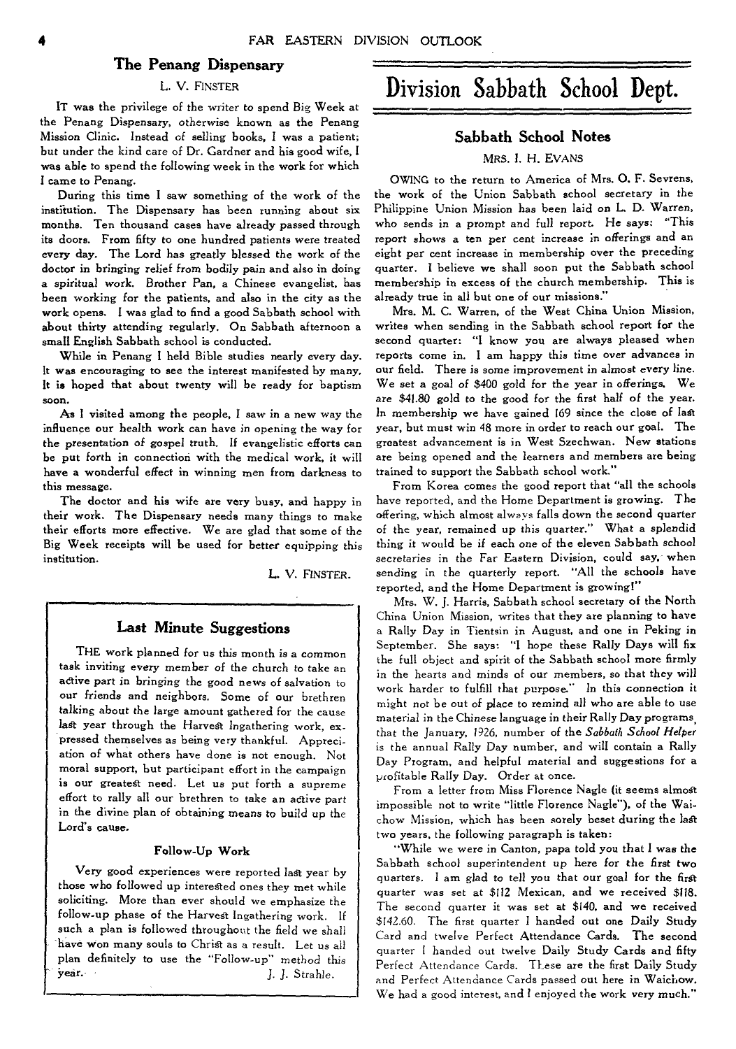## The Penang Dispensary

L. V. FINSTER

IT was the privilege of the writer to spend Big Week at the Penang Dispensary, otherwise known as the Penang Mission Clinic. Instead of selling books, I was a patient; but under the kind care of Dr. Gardner and his good wife, I was able to spend the following week in the work for which I came to Penang.

During this time I saw something of the work of the institution. The Dispensary has been running about six months. Ten thousand cases have already passed through its doors. From fifty to one hundred patients were treated every day. The Lord has greatly blessed the work of the doctor in bringing relief from bodily pain and also in doing a spiritual work. Brother Pan, a Chinese evangelist, has been working for the patients, and also in the city as the work opens. I was glad to find a good Sabbath school with about thirty attending regularly. On Sabbath afternoon a small English Sabbath school is conducted.

While in Penang I held Bible studies nearly every day. It was encouraging to see the interest manifested by many. It is hoped that about twenty will be ready for baptism soon.

As I visited among the people, I saw in a new way the influence our health work can have in opening the way for the presentation of gospel truth. If evangelistic efforts can be put forth in connection with the medical work, it will have a wonderful effect in winning men from darkness to this message.

The doctor and his wife are very busy, and happy in their work. The Dispensary needs many things to make their efforts more effective. We are glad that some of the Big Week receipts will be used for better equipping this institution.

L. V. FINSTER.

## Last Minute Suggestions

THE work planned for us this month is a common task inviting every member of the church to take an active part in bringing the good news of salvation to our friends and neighbors. Some of our brethren talking about the large amount gathered for the cause last year through the Harvest Ingathering work, expressed themselves as being very thankful. Appreciation of what others have done is not enough. Not moral support, but participant effort in the campaign is our greatest need. Let us put forth a supreme effort to rally all our brethren to take an active part in the divine plan of obtaining means to build up the Lord's cause.

### Follow-Up Work

Very good experiences were reported last year by those who followed up interested ones they met while soliciting. More than ever should we emphasize the follow-up phase of the Harvest Ingathering work. If such a plan is followed throughout the field we shall have won many souls to Christ as a result. Let us all plan definitely to use the "Follow-up" method this year.

J. J. Strahle.

# Division Sabbath School Dept.

## Sabbath School Notes

MRS. I. H. EVANS

OWING to the return to America of Mrs. O. F. Sevrens, the work of the Union Sabbath school secretary in the Philippine Union Mission has been laid on L. D. Warren, who sends in a prompt and full report. He says: "This report shows a ten per cent increase in offerings and an eight per cent increase in membership over the preceding quarter. I believe we shall soon put the Sabbath school membership in excess of the church membership. This is already true in all but one of our missions."

Mrs. M. C. Warren, of the West China Union Mission, writes when sending in the Sabbath school report for the second quarter: "I know you are always pleased when reports come in. I am happy this time over advances in our field. There is some improvement in almost every line. We set a goal of $400 gold for the year in offerings. We are $41.80 gold to the good for the first half of the year. In membership we have gained 169 since the close of last year, but must win 48 more in order to reach our goal. The greatest advancement is in West Szechwan. New stations are being opened and the learners and members are being trained to support the Sabbath school work."

From Korea comes the good report that "all the schools have reported, and the Home Department is growing. The offering, which almost always falls down the second quarter of the year, remained up this quarter." What a splendid thing it would be if each one of the eleven Sabbath school secretaries in the Far Eastern Division, could say, when sending in the quarterly report. "All the schools have reported, and the Home Department is growing!"

Mrs. W. J. Harris, Sabbath school secretary of the North China Union Mission, writes that they are planning to have a Rally Day in Tientsin in August, and one in Peking in September. She says: "I hope these Rally Days will fix the full object and spirit of the Sabbath school more firmly in the hearts and minds of our members, so that they will work harder to fulfill that purpose." In this connection it might not be out of place to remind all who are able to use material in the Chinese language in their Rally Day programs, that the January, 1926, number of the *Sabbath School Helper* is the annual Rally Day number, and will contain a Rally Day Program, and helpful material and suggestions for a profitable Rally Day. Order at once.

From a letter from Miss Florence Nagle (it seems almost impossible not to write "little Florence Nagle"), of the Waichow Mission, which has been sorely beset during the last two years, the following paragraph is taken:

"While we were in Canton, papa told you that I was the Sabbath school superintendent up here for the first two quarters. I am glad to tell you that our goal for the first quarter was set at $112 Mexican, and we received $118. The second quarter it was set at $140, and we received $142.60. The first quarter I handed out one Daily Study Card and twelve Perfect Attendance Cards. The second quarter I handed out twelve Daily Study Cards and fifty Perfect Attendance Cards. These are the first Daily Study and Perfect Attendance Cards passed out here in Waichow. We had a good interest, and I enjoyed the work very much."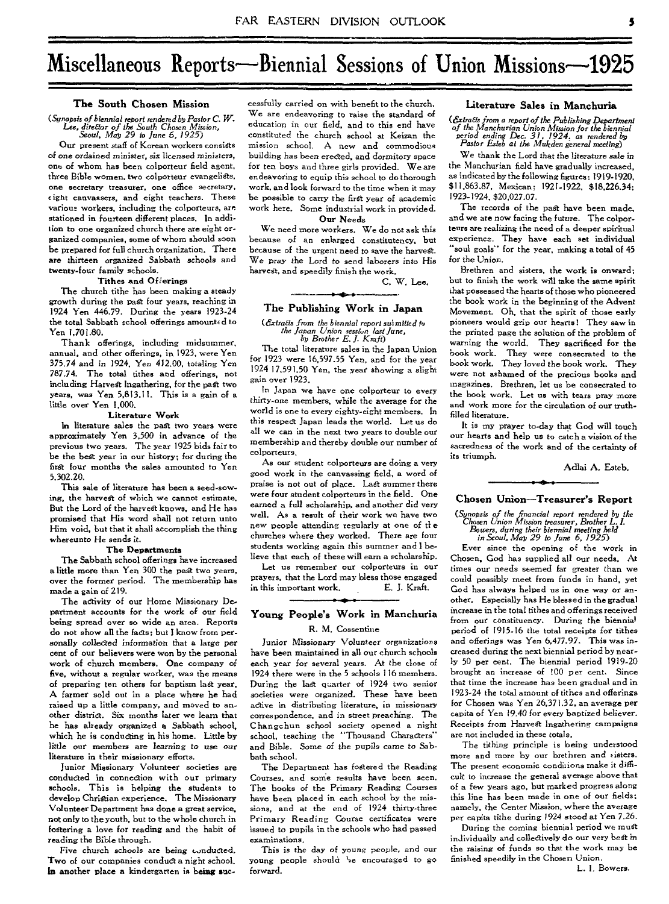# Miscellaneous Reports—Biennial Sessions of Union Missions—1925

## The South Chosen Mission

*(Synopsis of biennial report rendered by Pastor C. W. Lee, director of the South Chosen Mission, Seoul, May 29 to June 6, 1925)*

Our present staff of Korean workers consists of one ordained minister, six licensed ministers, one of whom has been colporteur field agent, three Bible women, two colporteur evangelists, one secretary treasurer, one office secretary, eight canvassers, and eight teachers. These various workers, including the colporteurs, are stationed in fourteen different places. In addition to one organized church there are eight organized companies, some of whom should soon be prepared for full church organization. There are thirteen organized Sabbath schools and twenty-four family schools.

### Tithes and Offerings

The church tithe has been making a steady growth during the past four years, reaching in 1924 Yen 446.79. During the years 1923-24 the total Sabbath school offerings amounted to Yen 1,701.80.

Thank offerings, including midsummer, annual, and other offerings, in 1923, were Yen 375.74 and in 1924, Yen 412.00, totaling Yen 787.74. The total tithes and offerings, not including Harvest Ingathering, for the past two years, was Yen 5,813.11. This is a gain of a little over Yen 1,000.

### Literature Work

In literature sales the past two years were approximately Yen 3,500 in advance of the previous two years. The year 1925 bids fair to be the best year in our history; for during the first four months the sales amounted to Yen 5,302.20.

This sale of literature has been a seed-sowing, the harvest of which we cannot estimate. But the Lord of the harvest knows, and He has promised that His word shall not return unto Him void, but that it shall accomplish the thing whereunto He sends it.

### The Departments

The Sabbath school offerings have increased a little more than Yen 300 the past two years, over the former period. The membership has made a gain of 219.

The activity of our Home Missionary Department accounts for the work of our field being spread over so wide an area. Reports do not show all the facts; but I know from personally collected information that a large per cent of our believers were won by the personal work of church members. One company of five, without a regular worker, was the means of preparing ten others for baptism last year. A farmer sold out in a place where he had raised up a little company, and moved to another district. Six months later we learn that he has already organized a Sabbath school, which he is conducting in his home. Little by little our members are learning to use our literature in their missionary efforts.

Junior Missionary Volunteer societies are conducted in connection with our primary schools. This is helping the students to develop Christian experience. The Missionary Volunteer Department has done a great service, not only to the youth, but to the whole church in fostering a love for reading and the habit of reading the Bible through.

Five church schools are being conducted. Two of our companies conduct a night school. In another place a kindergarten is being successfully carried on with benefit to the church. We are endeavoring to raise the standard of education in our field, and to this end have constituted the church school at Keizan the mission school. A new and commodious building has been erected, and dormitory space for ten boys and three girls provided. We are endeavoring to equip this school to do thorough work, and look forward to the time when it may be possible to carry the first year of academic work here. Some industrial work in provided.

### Our Needs

We need more workers. We do not ask this because of an enlarged constituency, but because of the urgent need to save the harvest. We pray the Lord to send laborers into His harvest, and speedily finish the work.

C. W. Lee.

## The Publishing Work in Japan

*(Extracts from the biennial report submitted to the Japan Union session last June, by Brother E. J. Kraft)*

The total literature sales in the Japan Union for 1923 were 16,597.55 Yen, and for the year 1924 17,591.50 Yen, the year showing a slight gain over 1923.

In Japan we have one colporteur to every thirty-one members, while the average for the world is one to every eighty-eight members. In this respect Japan leads the world. Let us do all we can in the next two years to double our membership and thereby double our number of colporteurs.

As our student colporteurs are doing a very good work in the canvassing field, a word of praise is not out of place. Last summer there were four student colporteurs in the field. One earned a full scholarship, and another did very well. As a result of their work we have two new people attending regularly at one of the churches where they worked. There are four students working again this summer and I believe that each of these will earn a scholarship.

Let us remember our colporteurs in our prayers, that the Lord may bless those engaged in this important work.

E. J. Kraft.

## Young People's Work in Manchuria

R. M. Cossentine

Junior Missionary Volunteer organizations have been maintained in all our church schools each year for several years. At the close of 1924 there were in the 5 schools 116 members. During the last quarter of 1924 two senior societies were organized. These have been active in distributing literature, in missionary correspondence, and in street preaching. The Changchun school society opened a night school, teaching the "Thousand Characters" and Bible. Some of the pupils came to Sabbath school.

The Department has fostered the Reading Courses, and some results have been seen. The books of the Primary Reading Courses have been placed in each school by the missions, and at the end of 1924 thirty-three Primary Reading Course certificates were issued to pupils in the schools who had passed examinations.

This is the day of young people, and our young people should be encouraged to go forward.

## Literature Sales in Manchuria

*(Extracts from a report of the Publishing Department of the Manchurian Union Mission for the biennial period ending Dec. 31, 1924, as rendered by Pastor Esteb at the Mukden general meeting)*

We thank the Lord that the literature sale in the Manchurian field have gradually increased, as indicated by the following figures: 1919-1920, $11,863.87, Mexican; 1921-1922, $18,226.34; 1923-1924, $20,027.07.

The records of the past have been made, and we are now facing the future. The colporteurs are realizing the need of a deeper spiritual experience. They have each set individual "soul goals" for the year, making a total of 45 for the Union.

Brethren and sisters, the work is onward; but to finish the work will take the same spirit that possessed the hearts of those who pioneered the book work in the beginning of the Advent Movement. Oh, that the spirit of those early pioneers would grip our hearts! They saw in the printed page the solution of the problem of warning the world. They sacrificed for the book work. They were consecrated to the book work. They loved the book work. They were not ashamed of the precious books and magazines. Brethren, let us be consecrated to the book work. Let us with tears pray more and work more for the circulation of our truth-filled literature.

It is my prayer to-day that God will touch our hearts and help us to catch a vision of the sacredness of the work and of the certainty of its triumph.

Adlai A. Esteb.

## Chosen Union—Treasurer's Report

*(Synopsis of the financial report rendered by the Chosen Union Mission treasurer, Brother L. I. Bowers, during their biennial meeting held in Seoul, May 29 to June 6, 1925)*

Ever since the opening of the work in Chosen, God has supplied all our needs. At times our needs seemed far greater than we could possibly meet from funds in hand, yet God has always helped us in one way or another. Especially has He blessed in the gradual increase in the total tithes and offerings received from our constituency. During the biennial period of 1915-16 the total receipts for tithes and offerings was Yen 6,477.97. This was increased during the next biennial period by nearly 50 per cent. The biennial period 1919-20 brought an increase of 100 per cent. Since that time the increase has been gradual and in 1923-24 the total amount of tithes and offerings for Chosen was Yen 26,371.32, an average per capita of Yen 19.40 for every baptized believer. Receipts from Harvest Ingathering campaigns are not included in these totals.

The tithing principle is being understood more and more by our brethren and sisters. The present economic conditions make it difficult to increase the general average above that of a few years ago, but marked progress along this line has been made in one of our fields; namely, the Center Mission, where the average per capita tithe during 1924 stood at Yen 7.26.

During the coming biennial period we must individually and collectively do our very best in the raising of funds so that the work may be finished speedily in the Chosen Union.

L. I. Bowers.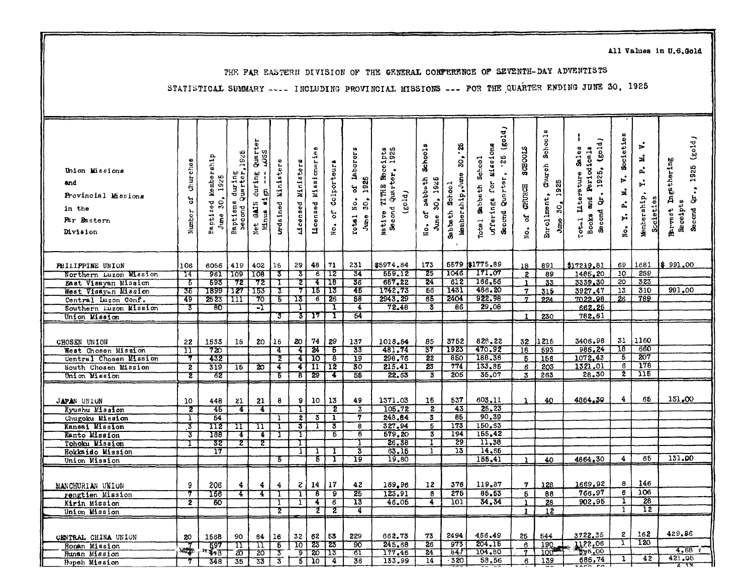All Values in U.S.Gold

THE FAR EASTERN DIVISION OF THE GENERAL CONFERENCE OF SEVENTH-DAY ADVENTISTS

STATISTICAL SUMMARY ---- INCLUDING PROVINCIAL MISSIONS --- FOR THE QUARTER ENDING JUNE 30, 1925

| Union Missions and Provincial Missions in the Far Eastern Division | Number of Churches | Baptized Membership June 30, 1925 | Baptisms during Second Quarter, 1925 | Net GAIN during Quarter Minus sign --- LOSS | Ordained Ministers | Licensed Ministers | Licensed Missionaries | No. of Colporteurs | Total No. of Laborers June 30, 1925 | Native TITHE Receipts Second Quarter, 1925 (gold) | No. of Sabbath Schools June 30, 1925 | Sabbath School Membership, June 30, '25 | Total Sabbath School Offerings for Missions Second Quarter, '25 (gold) | No. of CHURCH SCHOOLS | Enrollment, Church Schools June 30, 1925 | Total Literature Sales -- Books and Periodicals Second Qr. 1925, (gold) | No. Y. P. M. V. Societies | Membership, Y. P. M. V. Societies | Harvest Ingathering Receipts Second Qr., 1925 (gold) |
|---|---|---|---|---|---|---|---|---|---|---|---|---|---|---|---|---|---|---|---|
| PHILIPPINE UNION | 106 | 6056 | 419 | 402 | 15 | 29 | 48 | 71 | 231 | $5974.84 | 173 | 5579 | $1775.89 | 18 | 891 | $17219.81 | 69 | 1681 | $ 991.00 |
| Northern Luzon Mission | 14 | 961 | 109 | 108 | 3 | 3 | 6 | 12 | 34 | 559.12 | 25 | 1046 | 171.07 | 2 | 89 | 1485.20 | 10 | 259 | |
| East Visayan Mission | 5 | 593 | 72 | 72 | 1 | 2 | 4 | 18 | 36 | 667.22 | 24 | 612 | 166.56 | 1 | 33 | 3339.30 | 20 | 323 | |
| West Visayan Mission | 36 | 1899 | 127 | 153 | 3 | 7 | 15 | 13 | 45 | 1742.73 | 56 | 1431 | 486.20 | 7 | 315 | 3927.47 | 13 | 310 | 991.00 |
| Central Luzon Conf. | 49 | 2523 | 111 | 70 | 5 | 13 | 6 | 26 | 58 | 2943.29 | 65 | 2404 | 922.98 | 7 | 224 | 7022.98 | 26 | 789 | |
| Southern Luzon Mission | 3 | 80 | | -1 | | 1 | | 1 | 4 | 72.48 | 3 | 86 | 29.08 | | | 662.25 | | | |
| Union Mission | | | | | 3 | 3 | 17 | 1 | 54 | | | | | 1 | 230 | 782.61 | | | |
| CHOSEN UNION | 22 | 1533 | 16 | 20 | 15 | 20 | 74 | 29 | 137 | 1018.54 | 85 | 3752 | 828.22 | 32 | 1215 | 3406.98 | 31 | 1160 | |
| West Chosen Mission | 11 | 720 | | | 4 | 4 | 24 | 5 | 33 | 481.74 | 37 | 1923 | 470.92 | 18 | 593 | 985.24 | 18 | 660 | |
| Central Chosen Mission | 7 | 432 | | | 2 | 4 | 10 | 8 | 19 | 298.76 | 22 | 850 | 188.38 | 5 | 156 | 1072.43 | 5 | 207 | |
| South Chosen Mission | 2 | 319 | 16 | 20 | 4 | 4 | 11 | 12 | 30 | 215.41 | 23 | 774 | 133.85 | 6 | 203 | 1321.01 | 6 | 178 | |
| Union Mission | 2 | 62 | | | 5 | 8 | 29 | 4 | 55 | 22.63 | 3 | 205 | 35.07 | 3 | 263 | 28.30 | 2 | 115 | |
| JAPAN UNION | 10 | 448 | 21 | 21 | 8 | 9 | 10 | 13 | 49 | 1371.03 | 16 | 537 | 603.11 | 1 | 40 | 4864.30 | 4 | 65 | 131.00 |
| Kyushu Mission | 2 | 45 | 4 | 4 | | 1 | | 2 | 3 | 105.72 | 2 | 43 | 25.23 | | | | | | |
| Chugoku Mission | 1 | 54 | | | 1 | 2 | 3 | 1 | 7 | 248.84 | 3 | 85 | 90.39 | | | | | | |
| Kansai Mission | 3 | 112 | 11 | 11 | 1 | 3 | 1 | 3 | 8 | 327.94 | 5 | 173 | 150.53 | | | | | | |
| Kanto Mission | 3 | 188 | 4 | 4 | 1 | 1 | | 5 | 8 | 579.20 | 3 | 194 | 155.42 | | | | | | |
| Tohoku Mission | 1 | 32 | 2 | 2 | | 1 | | | 1 | 26.38 | 1 | 29 | 11.38 | | | | | | |
| Hokkaido Mission | | 17 | | | | 1 | 1 | 1 | 3 | 63.15 | 1 | 13 | 14.55 | | | | | | |
| Union Mission | | | | | 5 | | 5 | 1 | 19 | 19.80 | | | 155.41 | 1 | 40 | 4864.30 | 4 | 65 | 131.00 |
| MANCHURIAN UNION | 9 | 206 | 4 | 4 | 4 | 2 | 14 | 17 | 42 | 169.96 | 12 | 376 | 119.87 | 7 | 128 | 1669.92 | 8 | 146 | |
| Fengtien Mission | 7 | 156 | 4 | 4 | 1 | 1 | 8 | 9 | 25 | 123.91 | 8 | 275 | 85.53 | 5 | 88 | 766.97 | 6 | 106 | |
| Kirin Mission | 2 | 50 | | | 1 | 1 | 4 | 6 | 13 | 46.05 | 4 | 101 | 34.34 | 1 | 28 | 902.95 | 1 | 28 | |
| Union Mission | | | | | 2 | | 2 | 2 | 4 | | | | | 1 | 12 | | 1 | 12 | |
| CENTRAL CHINA UNION | 20 | 1568 | 90 | 84 | 16 | 32 | 62 | 53 | 229 | 662.73 | 73 | 2494 | 456.49 | 25 | 544 | 3722.35 | 2 | 162 | 429.86 |
| Honan Mission | 7 | 597 | 11 | 11 | 5 | 10 | 23 | 23 | 90 | 245.68 | 26 | 973 | 204.15 | 6 | 190 | 1122.06 | 1 | 120 | |
| Hunan Mission | 4 | 348 | 20 | 20 | 3 | 9 | 20 | 15 | 61 | 177.46 | 24 | 847 | 104.80 | 7 | 100 | 596.00 | | | 4.68 |
| Hupeh Mission | 7 | 348 | 35 | 33 | 3 | 5 | 10 | 4 | 36 | 133.99 | 14 | 320 | 58.56 | 6 | 139 | 685.74 | 1 | 42 | 421.05 |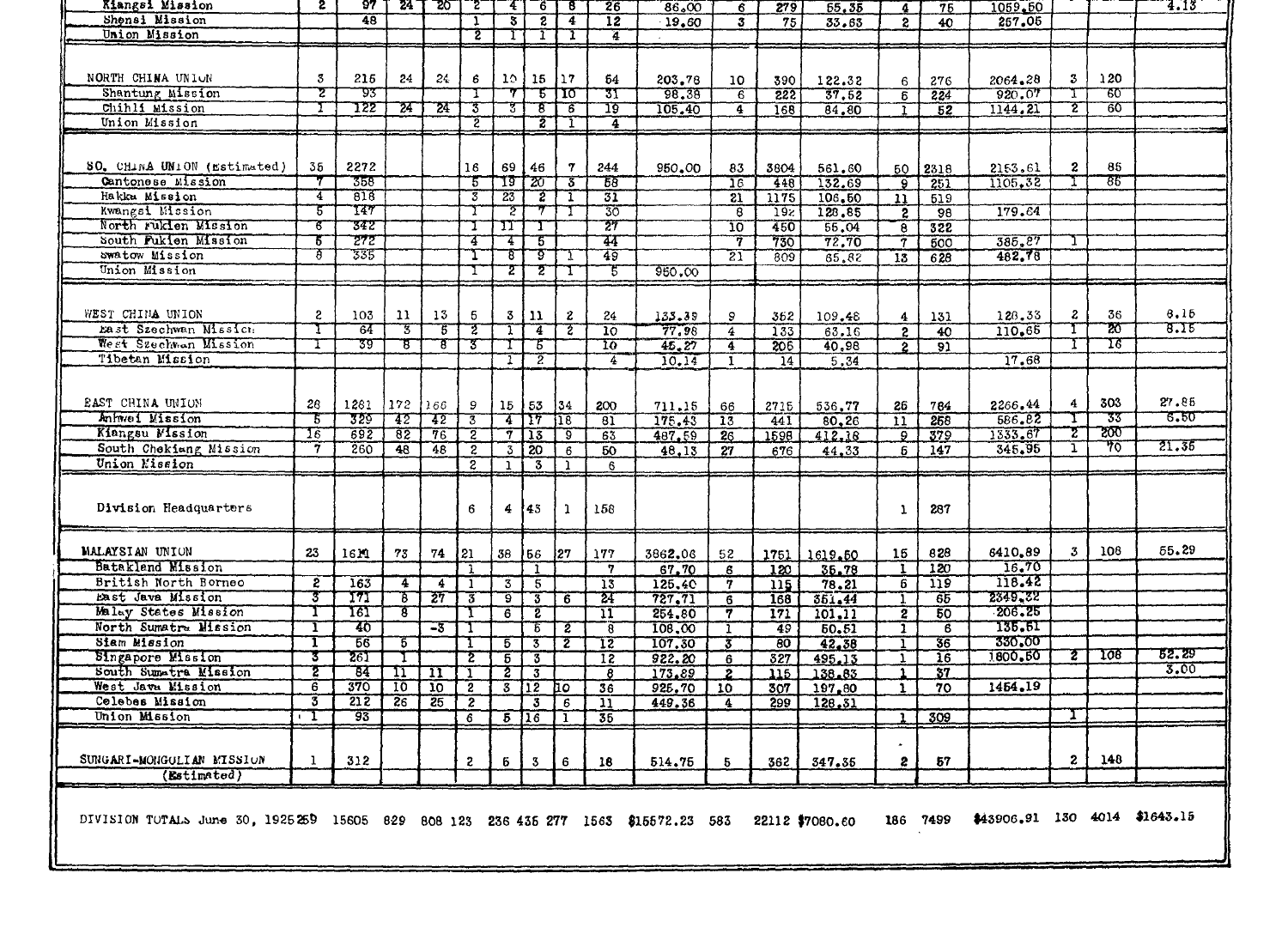| | | | | | | | | | | | | | | | | | | | |
|---|---|---|---|---|---|---|---|---|---|---|---|---|---|---|---|---|---|---|---|
| Kiangsi Mission | 2 | 97 | 24 | 20 | 2 | 4 | 6 | 8 | 26 | 86.00 | 6 | 279 | 55.35 | 4 | 75 | 1059.50 | | | 4.13 |
| Shensi Mission | | 48 | | | 1 | 3 | 2 | 4 | 12 | 19.60 | 3 | 75 | 33.63 | 2 | 40 | 257.05 | | | |
| Union Mission | | | | | 2 | 1 | 1 | 1 | 4 | | | | | | | | | | |
| NORTH CHINA UNION | 3 | 215 | 24 | 24 | 6 | 10 | 15 | 17 | 54 | 203.78 | 10 | 390 | 122.32 | 6 | 276 | 2064.28 | 3 | 120 | |
| Shantung Mission | 2 | 93 | | | 1 | 7 | 5 | 10 | 31 | 98.38 | 6 | 222 | 37.52 | 5 | 224 | 920.07 | 1 | 60 | |
| Chihli Mission | 1 | 122 | 24 | 24 | 3 | 3 | 8 | 5 | 19 | 105.40 | 4 | 168 | 84.80 | 1 | 52 | 1144.21 | 2 | 60 | |
| Union Mission | | | | | 2 | | 2 | 1 | 4 | | | | | | | | | | |
| SO. CHINA UNION (Estimated) | 35 | 2272 | | | 16 | 69 | 46 | 7 | 244 | 950.00 | 83 | 3804 | 561.60 | 50 | 2318 | 2153.61 | 2 | 85 | |
| Cantonese Mission | 7 | 358 | | | 5 | 19 | 20 | 3 | 58 | | 16 | 448 | 132.69 | 9 | 251 | 1105.32 | 1 | 85 | |
| Hakka Mission | 4 | 818 | | | 3 | 23 | 2 | 1 | 31 | | 21 | 1175 | 106.60 | 11 | 519 | | | | |
| Kwangsi Mission | 5 | 147 | | | 1 | 2 | 7 | 1 | 30 | | 8 | 192 | 128.85 | 2 | 98 | 179.64 | | | |
| North Fukien Mission | 6 | 342 | | | 1 | 11 | 1 | | 27 | | 10 | 450 | 55.04 | 8 | 322 | | | | |
| South Fukien Mission | 5 | 272 | | | 4 | 4 | 5 | | 44 | | 7 | 730 | 72.70 | 7 | 500 | 385.87 | 1 | | |
| Swatow Mission | 8 | 335 | | | 1 | 8 | 9 | 1 | 49 | | 21 | 809 | 65.82 | 13 | 628 | 462.78 | | | |
| Union Mission | | | | | 1 | 2 | 2 | 1 | 5 | 950.00 | | | | | | | | | |
| WEST CHINA UNION | 2 | 103 | 11 | 13 | 5 | 3 | 11 | 2 | 24 | 133.39 | 9 | 352 | 109.48 | 4 | 131 | 128.33 | 2 | 36 | 8.15 |
| East Szechwan Mission | 1 | 64 | 3 | 5 | 2 | 1 | 4 | 2 | 10 | 77.98 | 4 | 133 | 63.16 | 2 | 40 | 110.65 | 1 | 20 | 8.15 |
| West Szechwan Mission | 1 | 39 | 8 | 8 | 3 | 1 | 5 | | 10 | 45.27 | 4 | 205 | 40.98 | 2 | 91 | | 1 | 16 | |
| Tibetan Mission | | | | | | 1 | 2 | | 4 | 10.14 | 1 | 14 | 5.34 | | | 17.68 | | | |
| EAST CHINA UNION | 28 | 1281 | 172 | 166 | 9 | 15 | 53 | 34 | 200 | 711.15 | 66 | 2715 | 536.77 | 25 | 784 | 2266.44 | 4 | 303 | 27.85 |
| Anhwei Mission | 5 | 329 | 42 | 42 | 3 | 4 | 17 | 18 | 81 | 175.43 | 13 | 441 | 80.26 | 11 | 258 | 586.82 | 1 | 33 | 6.50 |
| Kiangsu Mission | 16 | 692 | 82 | 76 | 2 | 7 | 13 | 9 | 63 | 487.59 | 26 | 1598 | 412.18 | 9 | 379 | 1333.67 | 2 | 200 | |
| South Chekiang Mission | 7 | 260 | 48 | 48 | 2 | 3 | 20 | 6 | 50 | 48.13 | 27 | 676 | 44.33 | 5 | 147 | 345.95 | 1 | 70 | 21.35 |
| Union Mission | | | | | 2 | 1 | 3 | 1 | 6 | | | | | | | | | | |
| Division Headquarters | | | | | 6 | 4 | 43 | 1 | 156 | | | | | 1 | 287 | | | | |
| MALAYSIAN UNION | 23 | 1581 | 73 | 74 | 21 | 38 | 56 | 27 | 177 | 3862.06 | 52 | 1751 | 1619.50 | 15 | 828 | 6410.89 | 3 | 108 | 55.29 |
| Bataklend Mission | | | | | 1 | | 1 | | 7 | 67.70 | 6 | 120 | 35.78 | 1 | 120 | 16.70 | | | |
| British North Borneo | 2 | 163 | 4 | 4 | 1 | 3 | 5 | | 13 | 125.40 | 7 | 115 | 78.21 | 5 | 119 | 118.42 | | | |
| East Java Mission | 3 | 171 | 8 | 27 | 3 | 9 | 3 | 6 | 24 | 727.71 | 6 | 168 | 351.44 | 1 | 65 | 2349.32 | | | |
| Malay States Mission | 1 | 161 | 8 | | 1 | 6 | 2 | | 11 | 254.80 | 7 | 171 | 101.11 | 2 | 50 | 206.25 | | | |
| North Sumatra Mission | 1 | 40 | | -3 | 1 | | 5 | 2 | 8 | 108.00 | 1 | 49 | 50.51 | 1 | 6 | 135.61 | | | |
| Siam Mission | 1 | 56 | 5 | | 1 | 5 | 3 | 2 | 12 | 107.30 | 3 | 80 | 42.38 | 1 | 36 | 330.00 | | | |
| Singapore Mission | 3 | 261 | 1 | | 2 | 5 | 3 | | 12 | 922.20 | 6 | 327 | 495.13 | 1 | 16 | 1800.50 | 2 | 108 | 52.29 |
| South Sumatra Mission | 2 | 54 | 11 | 11 | 1 | 2 | 3 | | 6 | 173.89 | 2 | 115 | 138.63 | 1 | 37 | | | | 3.00 |
| West Java Mission | 6 | 370 | 10 | 10 | 2 | 3 | 12 | 10 | 36 | 925.70 | 10 | 307 | 197.80 | 1 | 70 | 1454.19 | | | |
| Celebes Mission | 3 | 212 | 26 | 25 | 2 | | 3 | 6 | 11 | 449.36 | 4 | 299 | 128.31 | | | | | | |
| Union Mission | 1 | 93 | | | 6 | 5 | 16 | 1 | 35 | | | | | 1 | 309 | | 1 | | |
| SUNGARI-MONGOLIAN MISSION (Estimated) | 1 | 312 | | | 2 | 6 | 3 | 6 | 18 | 514.75 | 5 | 362 | 347.35 | 2 | 57 | | 2 | 148 | |
| DIVISION TOTALS June 30, 1925 | 259 | 15605 | 829 | 808 | 123 | 236 | 435 | 277 | 1563 | $15572.23 | 583 | 22112 | $7080.60 | 186 | 7499 | $43906.91 | 130 | 4014 | $1643.15 |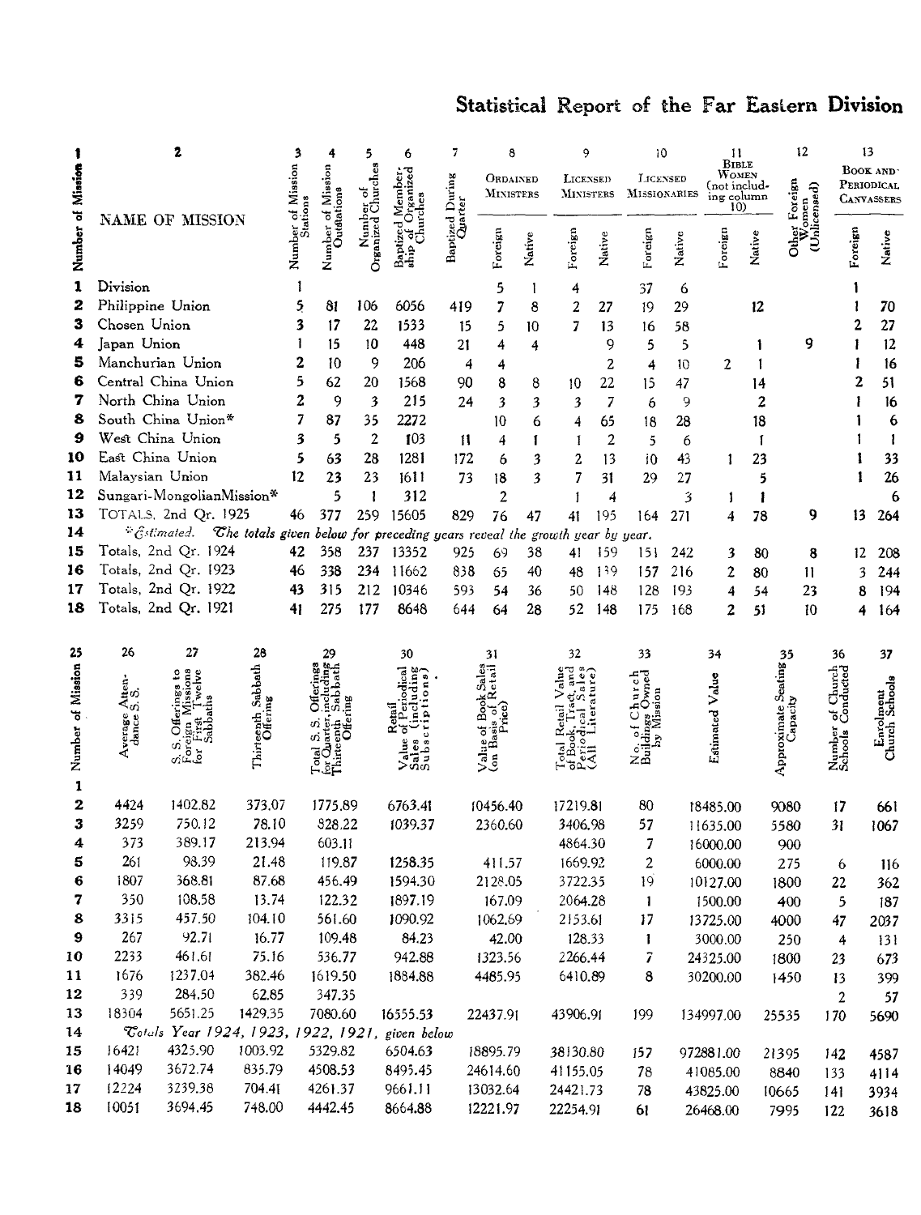# Statistical Report of the Far Eastern Division

| 1 | 2 | 3 | 4 | 5 | 6 | 7 | 8 | | 9 | | 10 | | 11 | | 12 | 13 | |
|---|---|---|---|---|---|---|---|---|---|---|---|---|---|---|---|---|---|
| Number of Mission | NAME OF MISSION | Number of Mission Stations | Number of Mission Outstations | Number of Organized Churches | Baptized Membership of Organized Churches | Baptized During Quarter | Ordained Ministers | | Licensed Ministers | | Licensed Missionaries | | Bible Women (not including column 10) | | Other Foreign Women (Unlicensed) | Book and Periodical Canvassers | |
| | | | | | | | Foreign | Native | Foreign | Native | Foreign | Native | Foreign | Native | | Foreign | Native |
| 1 | Division | 1 | | | | | 5 | 1 | 4 | | 37 | 6 | | | | 1 | |
| 2 | Philippine Union | 5 | 81 | 106 | 6056 | 419 | 7 | 8 | 2 | 27 | 19 | 29 | | 12 | | 1 | 70 |
| 3 | Chosen Union | 3 | 17 | 22 | 1533 | 15 | 5 | 10 | 7 | 13 | 16 | 58 | | | | 2 | 27 |
| 4 | Japan Union | 1 | 15 | 10 | 448 | 21 | 4 | 4 | | 9 | 5 | 5 | | 1 | 9 | 1 | 12 |
| 5 | Manchurian Union | 2 | 10 | 9 | 206 | 4 | 4 | | | 2 | 4 | 10 | 2 | 1 | | 1 | 16 |
| 6 | Central China Union | 5 | 62 | 20 | 1568 | 90 | 8 | 8 | 10 | 22 | 15 | 47 | | 14 | | 2 | 51 |
| 7 | North China Union | 2 | 9 | 3 | 215 | 24 | 3 | 3 | 3 | 7 | 6 | 9 | | 2 | | 1 | 16 |
| 8 | South China Union* | 7 | 87 | 35 | 2272 | | 10 | 6 | 4 | 65 | 18 | 28 | | 18 | | 1 | 6 |
| 9 | West China Union | 3 | 5 | 2 | 103 | 11 | 4 | 1 | 1 | 2 | 5 | 6 | | 1 | | 1 | 1 |
| 10 | East China Union | 5 | 63 | 28 | 1281 | 172 | 6 | 3 | 2 | 13 | 10 | 43 | 1 | 23 | | 1 | 33 |
| 11 | Malaysian Union | 12 | 23 | 23 | 1611 | 73 | 18 | 3 | 7 | 31 | 29 | 27 | | 5 | | 1 | 26 |
| 12 | Sungari-Mongolian Mission* | | 5 | 1 | 312 | | 2 | | 1 | 4 | | 3 | 1 | 1 | | | 6 |
| 13 | TOTALS, 2nd Qr. 1925 | 46 | 377 | 259 | 15605 | 829 | 76 | 47 | 41 | 195 | 164 | 271 | 4 | 78 | 9 | 13 | 264 |
| 14 | *Estimated. *The totals given below for preceding years reveal the growth year by year.* | | | | | | | | | | | | | | | | |
| 15 | Totals, 2nd Qr. 1924 | 42 | 358 | 237 | 13352 | 925 | 69 | 38 | 41 | 159 | 151 | 242 | 3 | 80 | 8 | 12 | 208 |
| 16 | Totals, 2nd Qr. 1923 | 46 | 338 | 234 | 11662 | 838 | 65 | 40 | 48 | 139 | 157 | 216 | 2 | 80 | 11 | 3 | 244 |
| 17 | Totals, 2nd Qr. 1922 | 43 | 315 | 212 | 10346 | 593 | 54 | 36 | 50 | 148 | 128 | 193 | 4 | 54 | 23 | 8 | 194 |
| 18 | Totals, 2nd Qr. 1921 | 41 | 275 | 177 | 8648 | 644 | 64 | 28 | 52 | 148 | 175 | 168 | 2 | 51 | 10 | 4 | 164 |

| 25 | 26 | 27 | 28 | 29 | 30 | 31 | 32 | 33 | 34 | 35 | 36 | 37 |
|---|---|---|---|---|---|---|---|---|---|---|---|---|
| Number of Mission | Average Attendance S. S. | S. S. Offerings to Foreign Missions for First Twelve Sabbaths | Thirteenth Sabbath Offering | Total S. S. Offerings for Quarter, including Thirteenth Sabbath Offering | Retail Value of Periodical Sales (including Subscriptions) | Value of Book Sales (on Basis of Retail Price) | Total Retail Value of Book, Tract, and Periodical Sales (All Literature) | No. of Church Buildings Owned by Mission | Estimated Value | Approximate Seating Capacity | Number of Church Schools Conducted | Enrolment Church Schools |
| 1 | | | | | | | | | | | | |
| 2 | 4424 | 1402.82 | 373.07 | 1775.89 | 6763.41 | 10456.40 | 17219.81 | 80 | 18485.00 | 9080 | 17 | 661 |
| 3 | 3259 | 750.12 | 78.10 | 828.22 | 1039.37 | 2360.60 | 3406.98 | 57 | 11635.00 | 5580 | 31 | 1067 |
| 4 | 373 | 389.17 | 213.94 | 603.11 | | | 4864.30 | 7 | 16000.00 | 900 | | |
| 5 | 261 | 98.39 | 21.48 | 119.87 | 1258.35 | 411.57 | 1669.92 | 2 | 6000.00 | 275 | 6 | 116 |
| 6 | 1807 | 368.81 | 87.68 | 456.49 | 1594.30 | 2128.05 | 3722.35 | 19 | 10127.00 | 1800 | 22 | 362 |
| 7 | 350 | 108.58 | 13.74 | 122.32 | 1897.19 | 167.09 | 2064.28 | 1 | 1500.00 | 400 | 5 | 187 |
| 8 | 3315 | 457.50 | 104.10 | 561.60 | 1090.92 | 1062.69 | 2153.61 | 17 | 13725.00 | 4000 | 47 | 2037 |
| 9 | 267 | 92.71 | 16.77 | 109.48 | 84.23 | 42.00 | 128.33 | 1 | 3000.00 | 250 | 4 | 131 |
| 10 | 2233 | 461.61 | 75.16 | 536.77 | 942.88 | 1323.56 | 2266.44 | 7 | 24325.00 | 1800 | 23 | 673 |
| 11 | 1676 | 1237.04 | 382.46 | 1619.50 | 1884.88 | 4485.95 | 6410.89 | 8 | 30200.00 | 1450 | 13 | 399 |
| 12 | 339 | 284.50 | 62.85 | 347.35 | | | | | | | 2 | 57 |
| 13 | 18304 | 5651.25 | 1429.35 | 7080.60 | 16555.53 | 22437.91 | 43906.91 | 199 | 134997.00 | 25535 | 170 | 5690 |
| 14 | *Totals Year 1924, 1923, 1922, 1921, given below* | | | | | | | | | | | |
| 15 | 16421 | 4325.90 | 1003.92 | 5329.82 | 6504.63 | 18895.79 | 38130.80 | 157 | 972881.00 | 21395 | 142 | 4587 |
| 16 | 14049 | 3672.74 | 835.79 | 4508.53 | 8495.45 | 24614.60 | 41155.05 | 78 | 41085.00 | 8840 | 133 | 4114 |
| 17 | 12224 | 3239.38 | 704.41 | 4261.37 | 9661.11 | 13032.64 | 24421.73 | 78 | 43825.00 | 10665 | 141 | 3934 |
| 18 | 10051 | 3694.45 | 748.00 | 4442.45 | 8664.88 | 12221.97 | 22254.91 | 61 | 26468.00 | 7995 | 122 | 3618 |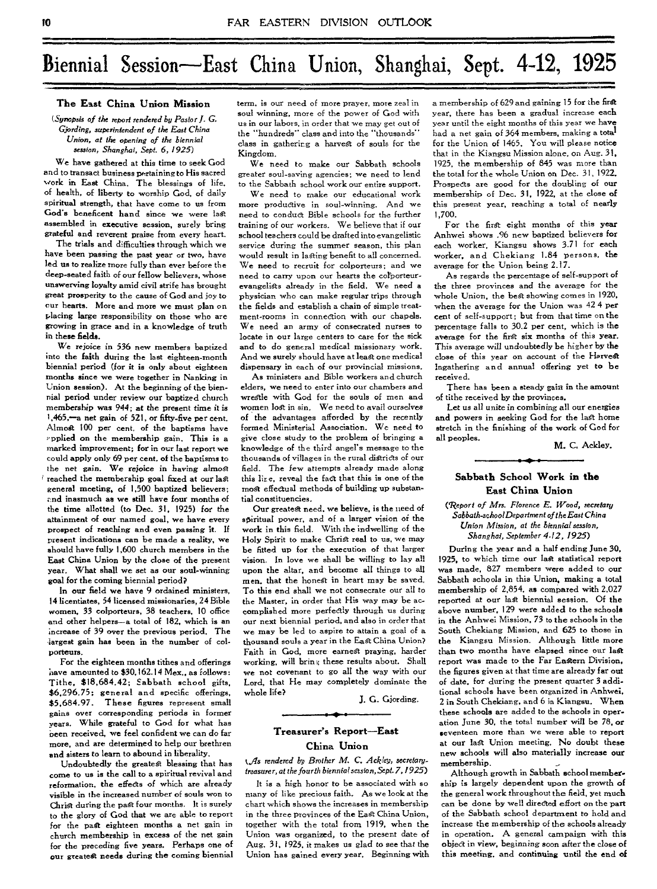# Biennial Session—East China Union, Shanghai, Sept. 4-12, 1925

## The East China Union Mission

*(Synopsis of the report rendered by Pastor J. G. Gjording, superintendent of the East China Union, at the opening of the biennial session, Shanghai, Sept. 6, 1925)*

We have gathered at this time to seek God and to transact business pertaining to His sacred work in East China. The blessings of life, of health, of liberty to worship God, of daily spiritual strength, that have come to us from God's beneficent hand since we were last assembled in executive session, surely bring grateful and reverent praise from every heart.

The trials and difficulties through which we have been passing the past year or two, have led us to realize more fully than ever before the deep-seated faith of our fellow believers, whose unswerving loyalty amid civil strife has brought great prosperity to the cause of God and joy to our hearts. More and more we must plan on placing large responsibility on those who are growing in grace and in a knowledge of truth in these fields.

We rejoice in 536 new members baptized into the faith during the last eighteen-month biennial period (for it is only about eighteen months since we were together in Nanking in Union session). At the beginning of the biennial period under review our baptized church membership was 944; at the present time it is 1,465,—a net gain of 521, or fifty-five per cent. Almost 100 per cent. of the baptisms have applied on the membership gain. This is a marked improvement; for in our last report we could apply only 69 per cent. of the baptisms to the net gain. We rejoice in having almost reached the membership goal fixed at our last general meeting, of 1,500 baptized believers; and inasmuch as we still have four months of the time allotted (to Dec. 31, 1925) for the attainment of our named goal, we have every prospect of reaching and even passing it. If present indications can be made a reality, we should have fully 1,600 church members in the East China Union by the close of the present year. What shall we set as our soul-winning goal for the coming biennial period?

In our field we have 9 ordained ministers, 14 licentiates, 54 licensed missionaries, 24 Bible women, 33 colporteurs, 38 teachers, 10 office and other helpers—a total of 182, which is an increase of 39 over the previous period. The largest gain has been in the number of colporteurs.

For the eighteen months tithes and offerings have amounted to $30,162.14 Mex., as follows: Tithe, $18,684.42; Sabbath school gifts, $6,296.75; general and specific offerings, $5,684.97. These figures represent small gains over corresponding periods in former years. While grateful to God for what has been received, we feel confident we can do far more, and are determined to help our brethren and sisters to learn to abound in liberality.

Undoubtedly the greatest blessing that has come to us is the call to a spiritual revival and reformation, the effects of which are already visible in the increased number of souls won to Christ during the past four months. It is surely to the glory of God that we are able to report for the past eighteen months a net gain in church membership in excess of the net gain for the preceding five years. Perhaps one of our greatest needs during the coming biennial term, is our need of more prayer, more zeal in soul winning, more of the power of God with us in our labors, in order that we may get out of the "hundreds" class and into the "thousands" class in gathering a harvest of souls for the Kingdom.

We need to make our Sabbath schools greater soul-saving agencies; we need to lend to the Sabbath school work our entire support.

We need to make our educational work more productive in soul-winning. And we need to conduct Bible schools for the further training of our workers. We believe that if our school teachers could be drafted into evangelistic service during the summer season, this plan would result in lasting benefit to all concerned. We need to recruit for colporteurs; and we need to carry upon our hearts the colporteur-evangelists already in the field. We need a physician who can make regular trips through the fields and establish a chain of simple treatment-rooms in connection with our chapels. We need an army of consecrated nurses to locate in our large centers to care for the sick and to do general medical missionary work. And we surely should have at least one medical dispensary in each of our provincial missions.

As ministers and Bible workers and church elders, we need to enter into our chambers and wrestle with God for the souls of men and women lost in sin. We need to avail ourselves of the advantages afforded by the recently formed Ministerial Association. We need to give close study to the problem of bringing a knowledge of the third angel's message to the thousands of villages in the rural districts of our field. The few attempts already made along this line, reveal the fact that this is one of the most effectual methods of building up substantial constituencies.

Our greatest need, we believe, is the need of spiritual power, and of a larger vision of the work in this field. With the indwelling of the Holy Spirit to make Christ real to us, we may be fitted up for the execution of that larger vision. In love we shall be willing to lay all upon the altar, and become all things to all men, that the honest in heart may be saved. To this end shall we not consecrate our all to the Master, in order that His way may be accomplished more perfectly through us during our next biennial period, and also in order that we may be led to aspire to attain a goal of a thousand souls a year in the East China Union? Faith in God, more earnest praying, harder working, will bring these results about. Shall we not covenant to go all the way with our Lord, that He may completely dominate the whole life?

J. G. Gjording.

## Treasurer's Report—East China Union

*(As rendered by Brother M. C. Ackley, secretary-treasurer, at the fourth biennial session, Sept. 7, 1925)*

It is a high honor to be associated with so many of like precious faith. As we look at the chart which shows the increases in membership in the three provinces of the East China Union, together with the total from 1919, when the Union was organized, to the present date of Aug. 31, 1925, it makes us glad to see that the Union has gained every year. Beginning with a membership of 629 and gaining 15 for the first year, there has been a gradual increase each year until the eight months of this year we have had a net gain of 364 members, making a total for the Union of 1465. You will please notice that in the Kiangsu Mission alone, on Aug. 31, 1925, the membership of 845 was more than the total for the whole Union on Dec. 31, 1922. Prospects are good for the doubling of our membership of Dec. 31, 1922, at the close of this present year, reaching a total of nearly 1,700.

For the first eight months of this year Anhwei shows .96 new baptized believers for each worker, Kiangsu shows 3.71 for each worker, and Chekiang 1.84 persons, the average for the Union being 2.17.

As regards the percentage of self-support of the three provinces and the average for the whole Union, the best showing comes in 1920, when the average for the Union was 42 4 per cent of self-support; but from that time on the percentage falls to 30.2 per cent, which is the average for the first six months of this year. This average will undoubtedly be higher by the close of this year on account of the Harvest Ingathering and annual offering yet to be received.

There has been a steady gain in the amount of tithe received by the provinces.

Let us all unite in combining all our energies and powers in seeking God for the last home stretch in the finishing of the work of God for all peoples.

M. C. Ackley.

## Sabbath School Work in the East China Union

*(Report of Mrs. Florence E. Wood, secretary Sabbath-school Department of the East China Union Mission, at the biennial session, Shanghai, September 4-12, 1925)*

During the year and a half ending June 30, 1925, to which time our last statistical report was made, 827 members were added to our Sabbath schools in this Union, making a total membership of 2,854, as compared with 2,027 reported at our last biennial session. Of the above number, 129 were added to the schools in the Anhwei Mission, 73 to the schools in the South Chekiang Mission, and 625 to those in the Kiangsu Mission. Although little more than two months have elapsed since our last report was made to the Far Eastern Division, the figures given at that time are already far out of date, for during the present quarter 3 additional schools have been organized in Anhwei, 2 in South Chekiang, and 6 in Kiangsu. When these schools are added to the schools in operation June 30, the total number will be 78, or seventeen more than we were able to report at our last Union meeting. No doubt these new schools will also materially increase our membership.

Although growth in Sabbath school membership is largely dependent upon the growth of the general work throughout the field, yet much can be done by well directed effort on the part of the Sabbath school department to hold and increase the membership of the schools already in operation. A general campaign with this object in view, beginning soon after the close of this meeting, and continuing until the end of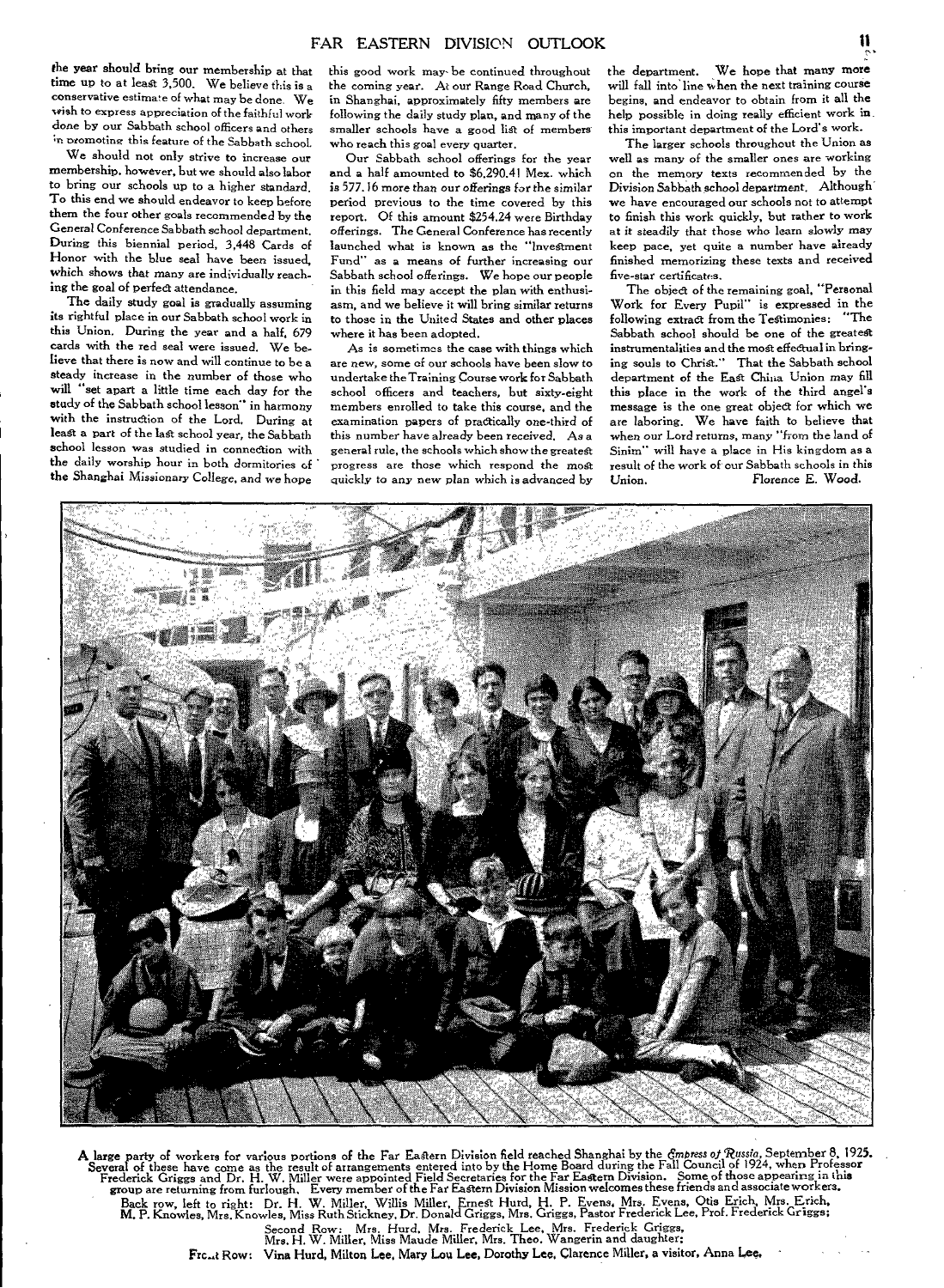the year should bring our membership at that time up to at least 3,500. We believe this is a conservative estimate of what may be done. We wish to express appreciation of the faithful work done by our Sabbath school officers and others in promoting this feature of the Sabbath school.

We should not only strive to increase our membership, however, but we should also labor to bring our schools up to a higher standard. To this end we should endeavor to keep before them the four other goals recommended by the General Conference Sabbath school department. During this biennial period, 3,448 Cards of Honor with the blue seal have been issued, which shows that many are individually reaching the goal of perfect attendance.

The daily study goal is gradually assuming its rightful place in our Sabbath school work in this Union. During the year and a half, 679 cards with the red seal were issued. We believe that there is now and will continue to be a steady increase in the number of those who will "set apart a little time each day for the study of the Sabbath school lesson" in harmony with the instruction of the Lord. During at least a part of the last school year, the Sabbath school lesson was studied in connection with the daily worship hour in both dormitories of the Shanghai Missionary College, and we hope this good work may be continued throughout the coming year. At our Range Road Church, in Shanghai, approximately fifty members are following the daily study plan, and many of the smaller schools have a good list of members who reach this goal every quarter.

Our Sabbath school offerings for the year and a half amounted to $6,290.41 Mex. which is 577.16 more than our offerings for the similar period previous to the time covered by this report. Of this amount $254.24 were Birthday offerings. The General Conference has recently launched what is known as the "Investment Fund" as a means of further increasing our Sabbath school offerings. We hope our people in this field may accept the plan with enthusiasm, and we believe it will bring similar returns to those in the United States and other places where it has been adopted.

As is sometimes the case with things which are new, some of our schools have been slow to undertake the Training Course work for Sabbath school officers and teachers, but sixty-eight members enrolled to take this course, and the examination papers of practically one-third of this number have already been received. As a general rule, the schools which show the greatest progress are those which respond the most quickly to any new plan which is advanced by the department. We hope that many more will fall into line when the next training course begins, and endeavor to obtain from it all the help possible in doing really efficient work in this important department of the Lord's work.

The larger schools throughout the Union as well as many of the smaller ones are working on the memory texts recommended by the Division Sabbath school department. Although we have encouraged our schools not to attempt to finish this work quickly, but rather to work at it steadily that those who learn slowly may keep pace, yet quite a number have already finished memorizing these texts and received five-star certificates.

The object of the remaining goal, "Personal Work for Every Pupil" is expressed in the following extract from the Testimonies: "The Sabbath school should be one of the greatest instrumentalities and the most effectual in bringing souls to Christ." That the Sabbath school department of the East China Union may fill this place in the work of the third angel's message is the one great object for which we are laboring. We have faith to believe that when our Lord returns, many "from the land of Sinim" will have a place in His kingdom as a result of the work of our Sabbath schools in this Union.

Florence E. Wood.

A large party of workers for various portions of the Far Eastern Division field reached Shanghai by the *Empress of Russia*, September 8, 1925. Several of these have come as the result of arrangements entered into by the Home Board during the Fall Council of 1924, when Professor Frederick Griggs and Dr. H. W. Miller were appointed Field Secretaries for the Far Eastern Division. Some of those appearing in this group are returning from furlough. Every member of the Far Eastern Division Mission welcomes these friends and associate workers.

Back row, left to right: Dr. H. W. Miller, Willis Miller, Ernest Hurd, H. P. Evens, Mrs. Evens, Otis Erich, Mrs. Erich, M. P. Knowles, Mrs. Knowles, Miss Ruth Stickney, Dr. Donald Griggs, Mrs. Griggs, Pastor Frederick Lee, Prof. Frederick Griggs;

Second Row: Mrs. Hurd, Mrs. Frederick Lee, Mrs. Frederick Griggs, Mrs. H. W. Miller, Miss Maude Miller, Mrs. Theo. Wangerin and daughter;

Front Row: Vina Hurd, Milton Lee, Mary Lou Lee, Dorothy Lee, Clarence Miller, a visitor, Anna Lee.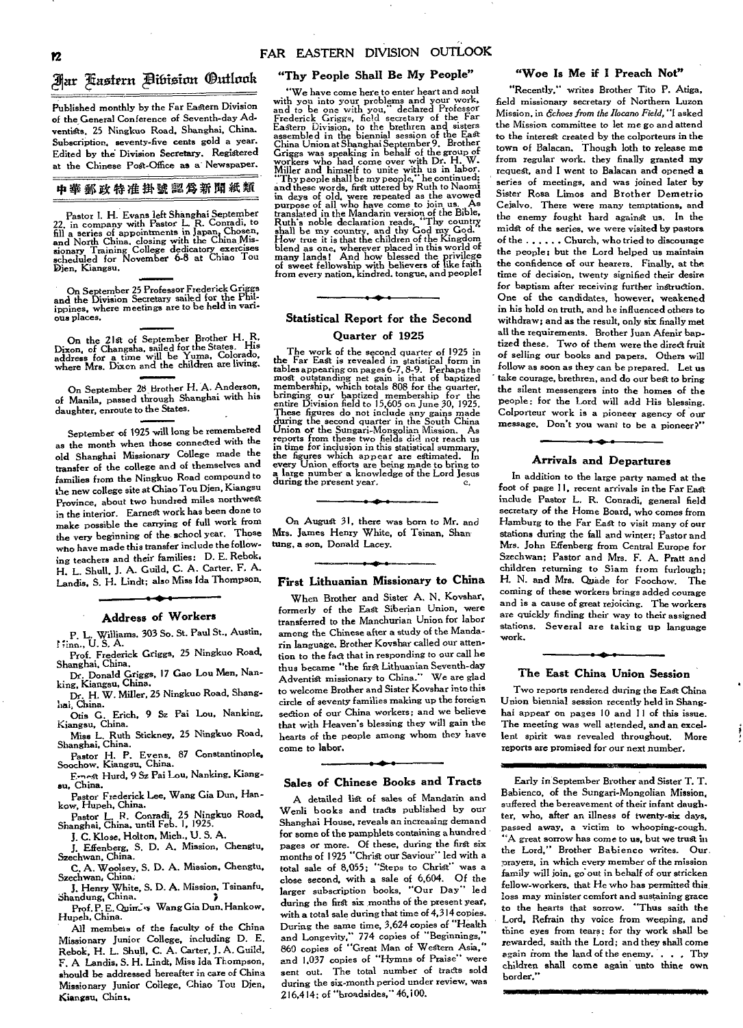# Far Eastern Division Outlook

Published monthly by the Far Eastern Division of the General Conference of Seventh-day Adventists, 25 Ningkuo Road, Shanghai, China. Subscription, seventy-five cents gold a year. Edited by the Division Secretary. Registered at the Chinese Post-Office as a Newspaper.

中華郵政特准掛號認爲新聞紙類

Pastor I. H. Evans left Shanghai September 22, in company with Pastor L. R. Conradi, to fill a series of appointments in Japan, Chosen, and North China, closing with the China Missionary Training College dedicatory exercises scheduled for November 6-8 at Chiao Tou Djen, Kiangsu.

On September 25 Professor Frederick Griggs and the Division Secretary sailed for the Philippines, where meetings are to be held in various places.

On the 21st of September Brother H. R. Dixon, of Changsha, sailed for the States. His address for a time will be Yuma, Colorado, where Mrs. Dixon and the children are living.

On September 28 Brother H. A. Anderson, of Manila, passed through Shanghai with his daughter, enroute to the States.

September of 1925 will long be remembered as the month when those connected with the old Shanghai Missionary College made the transfer of the college and of themselves and families from the Ningkuo Road compound to the new college site at Chiao Tou Djen, Kiangsu Province, about two hundred miles northwest in the interior. Earnest work has been done to make possible the carrying of full work from the very beginning of the school year. Those who have made this transfer include the following teachers and their families: D. E. Rebok, H. L. Shull, J. A. Guild, C. A. Carter, F. A. Landis, S. H. Lindt; also Miss Ida Thompson.

## Address of Workers

P. L. Williams, 303 So. St. Paul St., Austin, Minn., U. S. A.

Prof. Frederick Griggs, 25 Ningkuo Road, Shanghai, China.

Dr. Donald Griggs, 17 Gao Lou Men, Nanking, Kiangsu, China.

Dr. H. W. Miller, 25 Ningkuo Road, Shanghai, China.

Otis G. Erich, 9 Sz Pai Lou, Nanking, Kiangsu, China.

Miss L. Ruth Stickney, 25 Ningkuo Road, Shanghai, China.

Pastor H. P. Evens, 87 Constantinople, Soochow, Kiangsu, China.

Ernest Hurd, 9 Sz Pai Lou, Nanking, Kiangsu, China.

Pastor Frederick Lee, Wang Gia Dun, Hankow, Hupeh, China.

Pastor L. R. Conradi, 25 Ningkuo Road, Shanghai, China, until Feb. 1, 1925.

J. C. Klose, Holton, Mich., U. S. A.

J. Effenberg, S. D. A. Mission, Chengtu, Szechwan, China.

C. A. Woolsey, S. D. A. Mission, Chengtu, Szechwan, China.

J. Henry White, S. D. A. Mission, Tsinanfu, Shandung, China.

Prof. P. E. Quimby, Wang Gia Dun, Hankow, Hupeh, China.

All members of the faculty of the China Missionary Junior College, including D. E. Rebok, H. L. Shull, C. A. Carter, J. A. Guild, F. A. Landis, S. H. Lindt, Miss Ida Thompson, should be addressed hereafter in care of China Missionary Junior College, Chiao Tou Djen, Kiangsu, China.

## "Thy People Shall Be My People"

"We have come here to enter heart and soul with you into your problems and your work, and to be one with you," declared Professor Frederick Griggs, field secretary of the Far Eastern Division, to the brethren and sisters assembled in the biennial session of the East China Union at Shanghai September 9. Brother Griggs was speaking in behalf of the group of workers who had come over with Dr. H. W. Miller and himself to unite with us in labor. "Thy people shall be my people," he continued; and these words, first uttered by Ruth to Naomi in days of old, were repeated as the avowed purpose of all who have come to join us. As translated in the Mandarin version of the Bible, Ruth's noble declaration reads, "Thy country shall be my country, and thy God my God." How true it is that the children of the Kingdom blend as one, wherever placed in this world of many lands! And how blessed the privilege of sweet fellowship with believers of like faith from every nation, kindred, tongue, and people!

## Statistical Report for the Second Quarter of 1925

The work of the second quarter of 1925 in the Far East is revealed in statistical form in tables appearing on pages 6-7, 8-9. Perhaps the most outstanding net gain is that of baptized membership, which totals 808 for the quarter, bringing our baptized membership for the entire Division field to 15,605 on June 30, 1925. These figures do not include any gains made during the second quarter in the South China Union or the Sungari-Mongolian Mission. As reports from these two fields did not reach us in time for inclusion in this statistical summary, the figures which appear are estimated. In every Union efforts are being made to bring to a large number a knowledge of the Lord Jesus during the present year. c.

On August 31, there was born to Mr. and Mrs. James Henry White, of Tsinan, Shantung, a son, Donald Lacey.

## First Lithuanian Missionary to China

When Brother and Sister A. N. Kovshar, formerly of the East Siberian Union, were transferred to the Manchurian Union for labor among the Chinese after a study of the Mandarin language, Brother Kovshar called our attention to the fact that in responding to our call he thus became "the first Lithuanian Seventh-day Adventist missionary to China." We are glad to welcome Brother and Sister Kovshar into this circle of seventy families making up the foreign section of our China workers; and we believe that with Heaven's blessing they will gain the hearts of the people among whom they have come to labor.

## Sales of Chinese Books and Tracts

A detailed list of sales of Mandarin and Wenli books and tracts published by our Shanghai House, reveals an increasing demand for some of the pamphlets containing a hundred pages or more. Of these, during the first six months of 1925 "Christ our Saviour" led with a total sale of 8,055; "Steps to Christ" was a close second, with a sale of 6,604. Of the larger subscription books, "Our Day" led during the first six months of the present year, with a total sale during that time of 4,314 copies. During the same time, 3,624 copies of "Health and Longevity," 774 copies of "Beginnings," 860 copies of "Great Man of Western Asia," and 1,037 copies of "Hymns of Praise" were sent out. The total number of tracts sold during the six-month period under review, was 216,414; of "broadsides," 46,100.

## "Woe Is Me if I Preach Not"

"Recently," writes Brother Tito P. Atiga, field missionary secretary of Northern Luzon Mission, in *Echoes from the Ilocano Field*, "I asked the Mission committee to let me go and attend to the interest created by the colporteurs in the town of Balacan. Though loth to release me from regular work, they finally granted my request, and I went to Balacan and opened a series of meetings, and was joined later by Sister Rosa Limos and Brother Demetrio Cejalvo. There were many temptations, and the enemy fought hard against us. In the midst of the series, we were visited by pastors of the . . . . . . Church, who tried to discourage the people; but the Lord helped us maintain the confidence of our hearers. Finally, at the time of decision, twenty signified their desire for baptism after receiving further instruction. One of the candidates, however, weakened in his hold on truth, and he influenced others to withdraw; and as the result, only six finally met all the requirements. Brother Juan Afenir baptized these. Two of them were the direct fruit of selling our books and papers. Others will follow as soon as they can be prepared. Let us take courage, brethren, and do our best to bring the silent messengers into the homes of the people: for the Lord will add His blessing. Colporteur work is a pioneer agency of our message. Don't you want to be a pioneer?"

## Arrivals and Departures

In addition to the large party named at the foot of page 11, recent arrivals in the Far East include Pastor L. R. Conradi, general field secretary of the Home Board, who comes from Hamburg to the Far East to visit many of our stations during the fall and winter; Pastor and Mrs. John Effenberg from Central Europe for Szechwan; Pastor and Mrs. F. A. Pratt and children returning to Siam from furlough; H. N. and Mrs. Quade for Foochow. The coming of these workers brings added courage and is a cause of great rejoicing. The workers are quickly finding their way to their assigned stations. Several are taking up language work.

## The East China Union Session

Two reports rendered during the East China Union biennial session recently held in Shanghai appear on pages 10 and 11 of this issue. The meeting was well attended, and an excellent spirit was revealed throughout. More reports are promised for our next number.

Early in September Brother and Sister T. T. Babienco, of the Sungari-Mongolian Mission, suffered the bereavement of their infant daughter, who, after an illness of twenty-six days, passed away, a victim to whooping-cough. "A great sorrow has come to us, but we trust in the Lord," Brother Babienco writes. Our prayers, in which every member of the mission family will join, go out in behalf of our stricken fellow-workers, that He who has permitted this loss may minister comfort and sustaining grace to the hearts that sorrow. "Thus saith the Lord, Refrain thy voice from weeping, and thine eyes from tears: for thy work shall be rewarded, saith the Lord; and they shall come again from the land of the enemy. . . . Thy children shall come again unto thine own border."